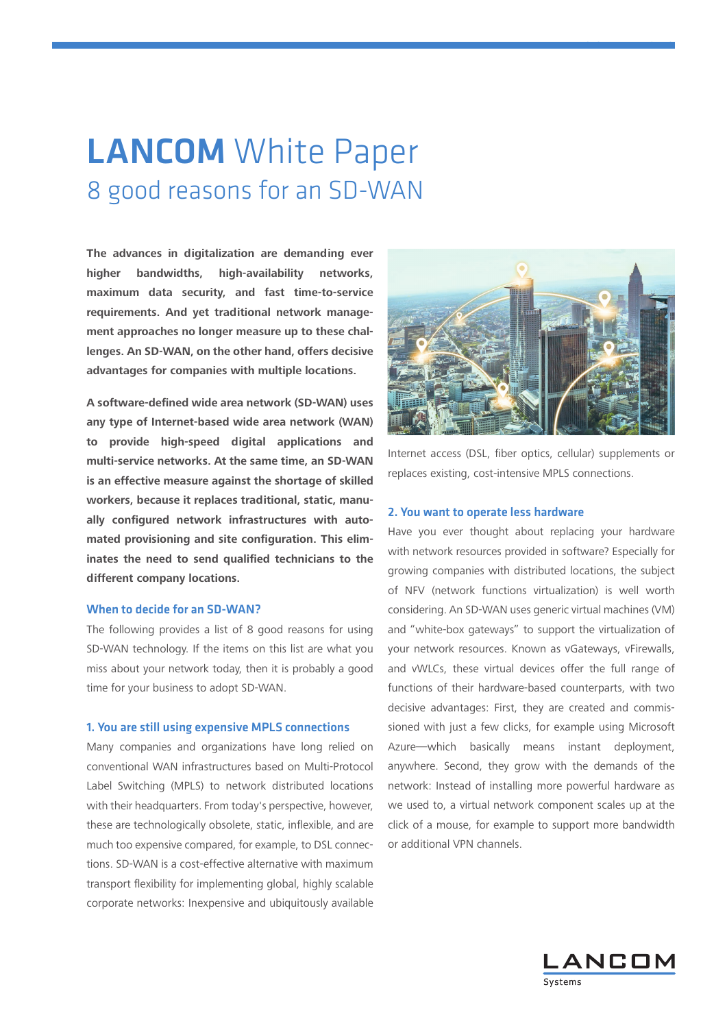# LANCOM White Paper

## 8 good reasons for an SD-WAN

**The advances in digitalization are demanding ever higher bandwidths, high-availability networks, maximum data security, and fast time-to-service requirements. And yet traditional network management approaches no longer measure up to these challenges. An SD-WAN, on the other hand, offers decisive advantages for companies with multiple locations.**

**A software-defined wide area network (SD-WAN) uses any type of Internet-based wide area network (WAN) to provide high-speed digital applications and multi-service networks. At the same time, an SD-WAN is an effective measure against the shortage of skilled workers, because it replaces traditional, static, manually configured network infrastructures with automated provisioning and site configuration. This eliminates the need to send qualified technicians to the different company locations.**

### When to decide for an SD-WAN?

The following provides a list of 8 good reasons for using SD-WAN technology. If the items on this list are what you miss about your network today, then it is probably a good time for your business to adopt SD-WAN.

### 1. You are still using expensive MPLS connections

Many companies and organizations have long relied on conventional WAN infrastructures based on Multi-Protocol Label Switching (MPLS) to network distributed locations with their headquarters. From today's perspective, however, these are technologically obsolete, static, inflexible, and are much too expensive compared, for example, to DSL connections. SD-WAN is a cost-effective alternative with maximum transport flexibility for implementing global, highly scalable corporate networks: Inexpensive and ubiquitously available Internet access (DSL, fiber optics, cellular) supplements or replaces existing, cost-intensive MPLS connections.

### 2. You want to operate less hardware

Have you ever thought about replacing your hardware with network resources provided in software? Especially for growing companies with distributed locations, the subject of NFV (network functions virtualization) is well worth considering. An SD-WAN uses generic virtual machines (VM) and "white-box gateways" to support the virtualization of your network resources. Known as vGateways, vFirewalls, and vWLCs, these virtual devices offer the full range of functions of their hardware-based counterparts, with two decisive advantages: First, they are created and commissioned with just a few clicks, for example using Microsoft Azure—which basically means instant deployment, anywhere. Second, they grow with the demands of the network: Instead of installing more powerful hardware as we used to, a virtual network component scales up at the click of a mouse, for example to support more bandwidth or additional VPN channels.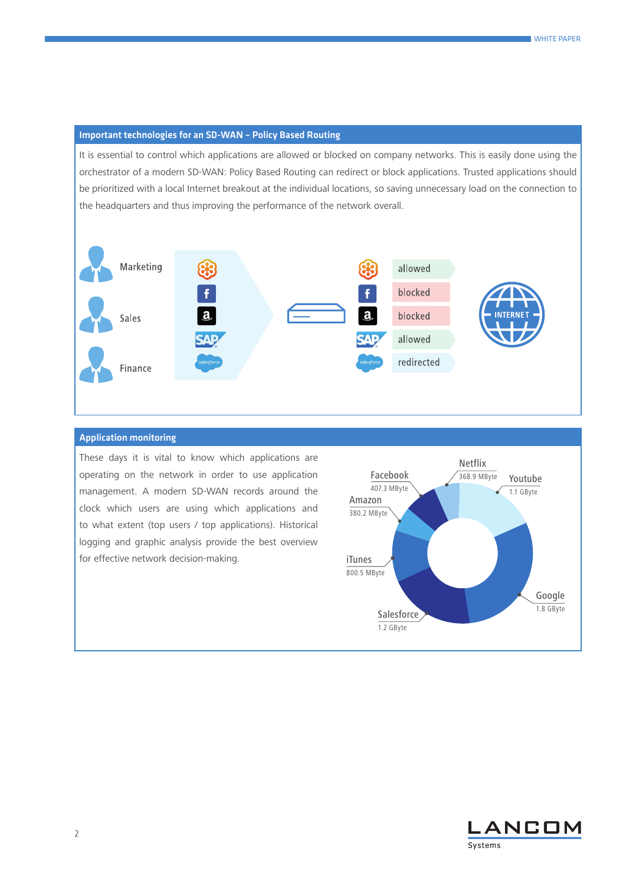## Important technologies for an SD-WAN – Policy Based Routing

It is essential to control which applications are allowed or blocked on company networks. This is easily done using the orchestrator of a modern SD-WAN: Policy Based Routing can redirect or block applications. Trusted applications should be prioritized with a local Internet breakout at the individual locations, so saving unnecessary load on the connection to the headquarters and thus improving the performance of the network overall.

Marketing

Sales

Finance

allowed

blocked

blocked

allowed

redirected

INTERNET

## Application monitoring

These days it is vital to know which applications are operating on the network in order to use application management. A modern SD-WAN records around the clock which users are using which applications and to what extent (top users / top applications). Historical logging and graphic analysis provide the best overview for effective network decision-making.

Netflix 368.9 MByte

Facebook 407.3 MByte

Youtube 1.1 GByte

Amazon 380.2 MByte

iTunes 800.5 MByte

Google 1.8 GByte

Salesforce 1.2 GByte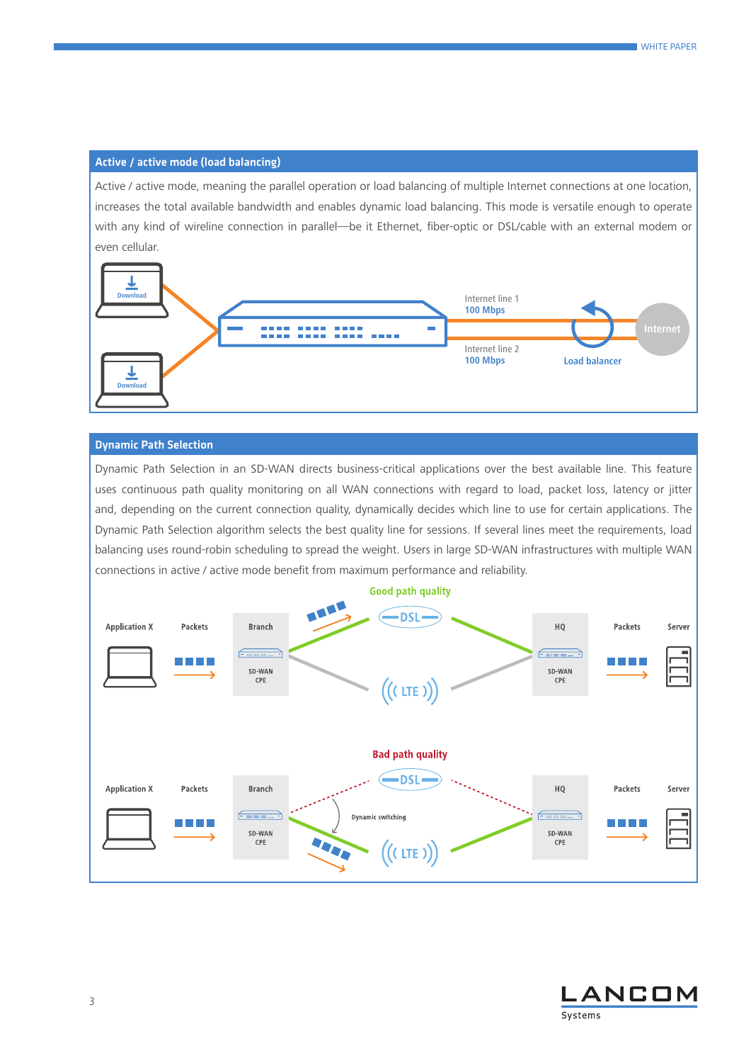## Active / active mode (load balancing)

Active / active mode, meaning the parallel operation or load balancing of multiple Internet connections at one location, increases the total available bandwidth and enables dynamic load balancing. This mode is versatile enough to operate with any kind of wireline connection in parallel—be it Ethernet, fiber-optic or DSL/cable with an external modem or even cellular.

Download

Download

Internet line 1
100 Mbps

Internet line 2
100 Mbps

Load balancer

Internet

## Dynamic Path Selection

Dynamic Path Selection in an SD-WAN directs business-critical applications over the best available line. This feature uses continuous path quality monitoring on all WAN connections with regard to load, packet loss, latency or jitter and, depending on the current connection quality, dynamically decides which line to use for certain applications. The Dynamic Path Selection algorithm selects the best quality line for sessions. If several lines meet the requirements, load balancing uses round-robin scheduling to spread the weight. Users in large SD-WAN infrastructures with multiple WAN connections in active / active mode benefit from maximum performance and reliability.

Good path quality

Application X | Packets | Branch | SD-WAN CPE | DSL | LTE | HQ | SD-WAN CPE | Packets | Server

Bad path quality

Application X | Packets | Branch | SD-WAN CPE | DSL | Dynamic switching | LTE | HQ | SD-WAN CPE | Packets | Server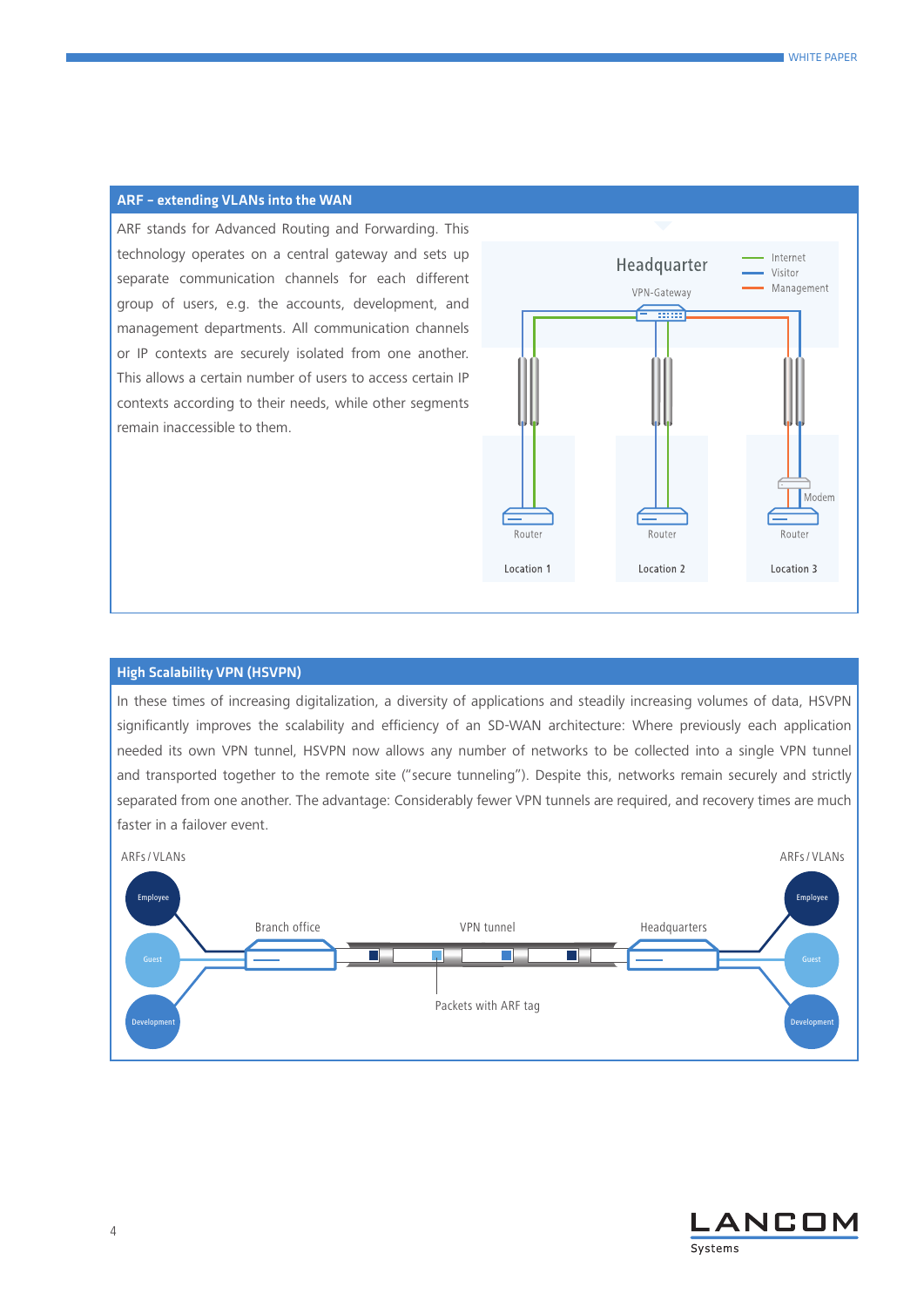## ARF – extending VLANs into the WAN

ARF stands for Advanced Routing and Forwarding. This technology operates on a central gateway and sets up separate communication channels for each different group of users, e.g. the accounts, development, and management departments. All communication channels or IP contexts are securely isolated from one another. This allows a certain number of users to access certain IP contexts according to their needs, while other segments remain inaccessible to them.

## High Scalability VPN (HSVPN)

In these times of increasing digitalization, a diversity of applications and steadily increasing volumes of data, HSVPN significantly improves the scalability and efficiency of an SD-WAN architecture: Where previously each application needed its own VPN tunnel, HSVPN now allows any number of networks to be collected into a single VPN tunnel and transported together to the remote site ("secure tunneling"). Despite this, networks remain securely and strictly separated from one another. The advantage: Considerably fewer VPN tunnels are required, and recovery times are much faster in a failover event.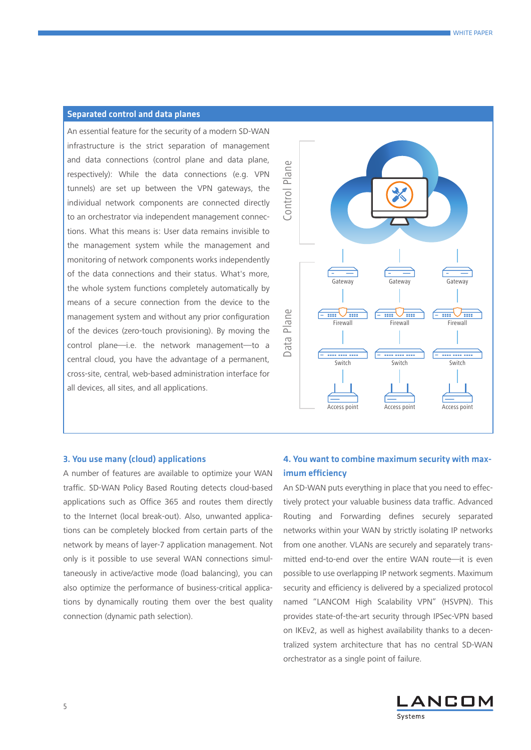## Separated control and data planes

An essential feature for the security of a modern SD-WAN infrastructure is the strict separation of management and data connections (control plane and data plane, respectively): While the data connections (e.g. VPN tunnels) are set up between the VPN gateways, the individual network components are connected directly to an orchestrator via independent management connections. What this means is: User data remains invisible to the management system while the management and monitoring of network components works independently of the data connections and their status. What's more, the whole system functions completely automatically by means of a secure connection from the device to the management system and without any prior configuration of the devices (zero-touch provisioning). By moving the control plane—i.e. the network management—to a central cloud, you have the advantage of a permanent, cross-site, central, web-based administration interface for all devices, all sites, and all applications.

Control Plane

Data Plane

Gateway | Gateway | Gateway

Firewall | Firewall | Firewall

Switch | Switch | Switch

Access point | Access point | Access point

### 3. You use many (cloud) applications

A number of features are available to optimize your WAN traffic. SD-WAN Policy Based Routing detects cloud-based applications such as Office 365 and routes them directly to the Internet (local break-out). Also, unwanted applications can be completely blocked from certain parts of the network by means of layer-7 application management. Not only is it possible to use several WAN connections simultaneously in active/active mode (load balancing), you can also optimize the performance of business-critical applications by dynamically routing them over the best quality connection (dynamic path selection).

### 4. You want to combine maximum security with maximum efficiency

An SD-WAN puts everything in place that you need to effectively protect your valuable business data traffic. Advanced Routing and Forwarding defines securely separated networks within your WAN by strictly isolating IP networks from one another. VLANs are securely and separately transmitted end-to-end over the entire WAN route—it is even possible to use overlapping IP network segments. Maximum security and efficiency is delivered by a specialized protocol named "LANCOM High Scalability VPN" (HSVPN). This provides state-of-the-art security through IPSec-VPN based on IKEv2, as well as highest availability thanks to a decentralized system architecture that has no central SD-WAN orchestrator as a single point of failure.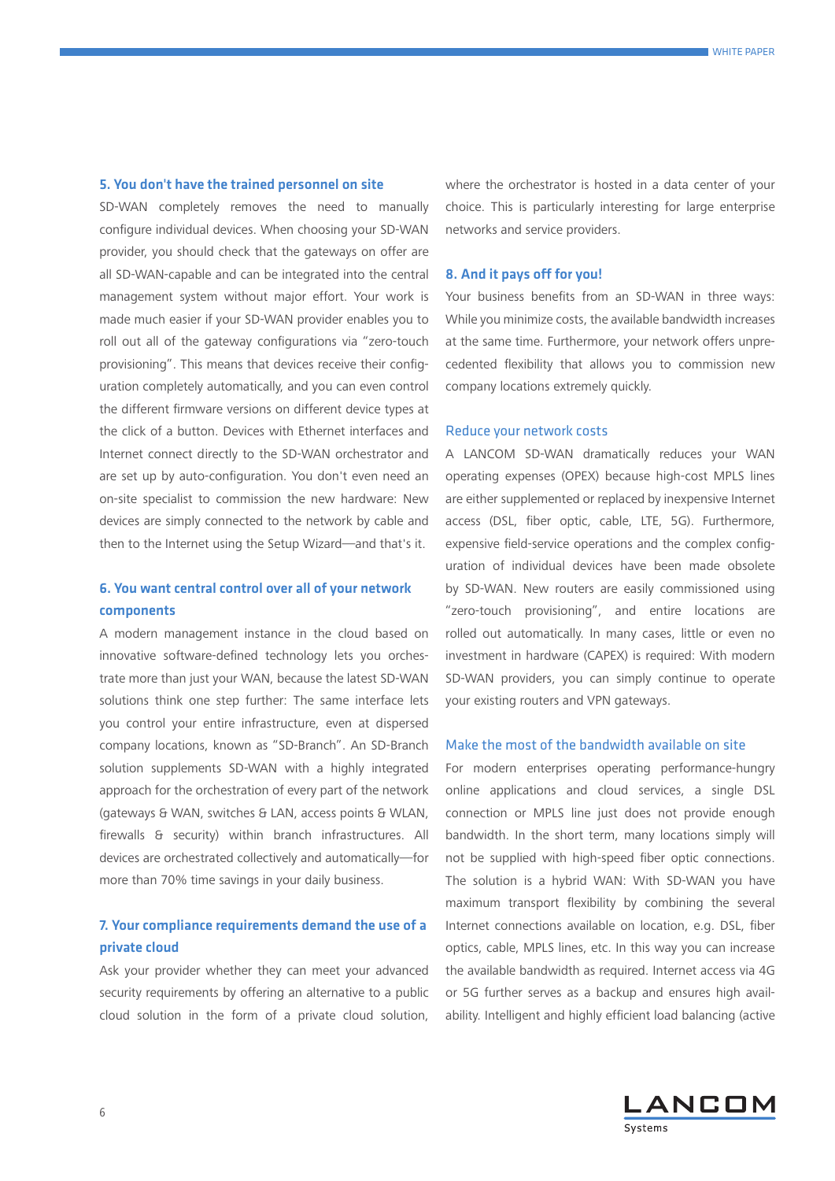### 5. You don't have the trained personnel on site

SD-WAN completely removes the need to manually configure individual devices. When choosing your SD-WAN provider, you should check that the gateways on offer are all SD-WAN-capable and can be integrated into the central management system without major effort. Your work is made much easier if your SD-WAN provider enables you to roll out all of the gateway configurations via "zero-touch provisioning". This means that devices receive their configuration completely automatically, and you can even control the different firmware versions on different device types at the click of a button. Devices with Ethernet interfaces and Internet connect directly to the SD-WAN orchestrator and are set up by auto-configuration. You don't even need an on-site specialist to commission the new hardware: New devices are simply connected to the network by cable and then to the Internet using the Setup Wizard—and that's it.

### 6. You want central control over all of your network components

A modern management instance in the cloud based on innovative software-defined technology lets you orchestrate more than just your WAN, because the latest SD-WAN solutions think one step further: The same interface lets you control your entire infrastructure, even at dispersed company locations, known as "SD-Branch". An SD-Branch solution supplements SD-WAN with a highly integrated approach for the orchestration of every part of the network (gateways & WAN, switches & LAN, access points & WLAN, firewalls & security) within branch infrastructures. All devices are orchestrated collectively and automatically—for more than 70% time savings in your daily business.

### 7. Your compliance requirements demand the use of a private cloud

Ask your provider whether they can meet your advanced security requirements by offering an alternative to a public cloud solution in the form of a private cloud solution, where the orchestrator is hosted in a data center of your choice. This is particularly interesting for large enterprise networks and service providers.

### 8. And it pays off for you!

Your business benefits from an SD-WAN in three ways: While you minimize costs, the available bandwidth increases at the same time. Furthermore, your network offers unprecedented flexibility that allows you to commission new company locations extremely quickly.

#### Reduce your network costs

A LANCOM SD-WAN dramatically reduces your WAN operating expenses (OPEX) because high-cost MPLS lines are either supplemented or replaced by inexpensive Internet access (DSL, fiber optic, cable, LTE, 5G). Furthermore, expensive field-service operations and the complex configuration of individual devices have been made obsolete by SD-WAN. New routers are easily commissioned using "zero-touch provisioning", and entire locations are rolled out automatically. In many cases, little or even no investment in hardware (CAPEX) is required: With modern SD-WAN providers, you can simply continue to operate your existing routers and VPN gateways.

#### Make the most of the bandwidth available on site

For modern enterprises operating performance-hungry online applications and cloud services, a single DSL connection or MPLS line just does not provide enough bandwidth. In the short term, many locations simply will not be supplied with high-speed fiber optic connections. The solution is a hybrid WAN: With SD-WAN you have maximum transport flexibility by combining the several Internet connections available on location, e.g. DSL, fiber optics, cable, MPLS lines, etc. In this way you can increase the available bandwidth as required. Internet access via 4G or 5G further serves as a backup and ensures high availability. Intelligent and highly efficient load balancing (active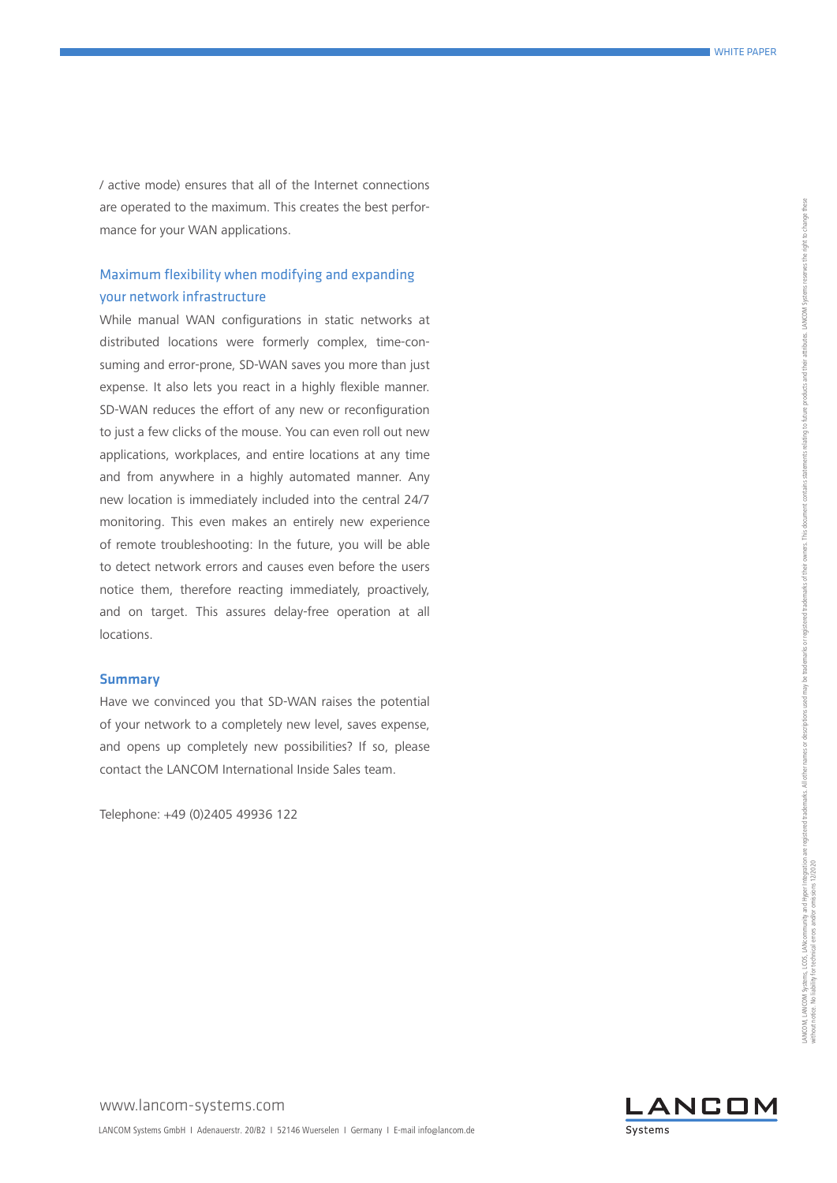/ active mode) ensures that all of the Internet connections are operated to the maximum. This creates the best performance for your WAN applications.

## Maximum flexibility when modifying and expanding your network infrastructure

While manual WAN configurations in static networks at distributed locations were formerly complex, time-consuming and error-prone, SD-WAN saves you more than just expense. It also lets you react in a highly flexible manner. SD-WAN reduces the effort of any new or reconfiguration to just a few clicks of the mouse. You can even roll out new applications, workplaces, and entire locations at any time and from anywhere in a highly automated manner. Any new location is immediately included into the central 24/7 monitoring. This even makes an entirely new experience of remote troubleshooting: In the future, you will be able to detect network errors and causes even before the users notice them, therefore reacting immediately, proactively, and on target. This assures delay-free operation at all locations.

## Summary

Have we convinced you that SD-WAN raises the potential of your network to a completely new level, saves expense, and opens up completely new possibilities? If so, please contact the LANCOM International Inside Sales team.

Telephone: +49 (0)2405 49936 122

LANCOM, LANCOM Systems, LCOS, LANcommunity and Hyper Integration are registered trademarks. All other names or descriptions used may be trademarks or registered trademarks of their owners. This document contains statements relating to future products and their attributes. LANCOM Systems reserves the right to change these without notice. No liability for technical errors and/or omissions 12/2020

www.lancom-systems.com

LANCOM Systems GmbH | Adenauerstr. 20/B2 | 52146 Wuerselen | Germany | E-mail info@lancom.de